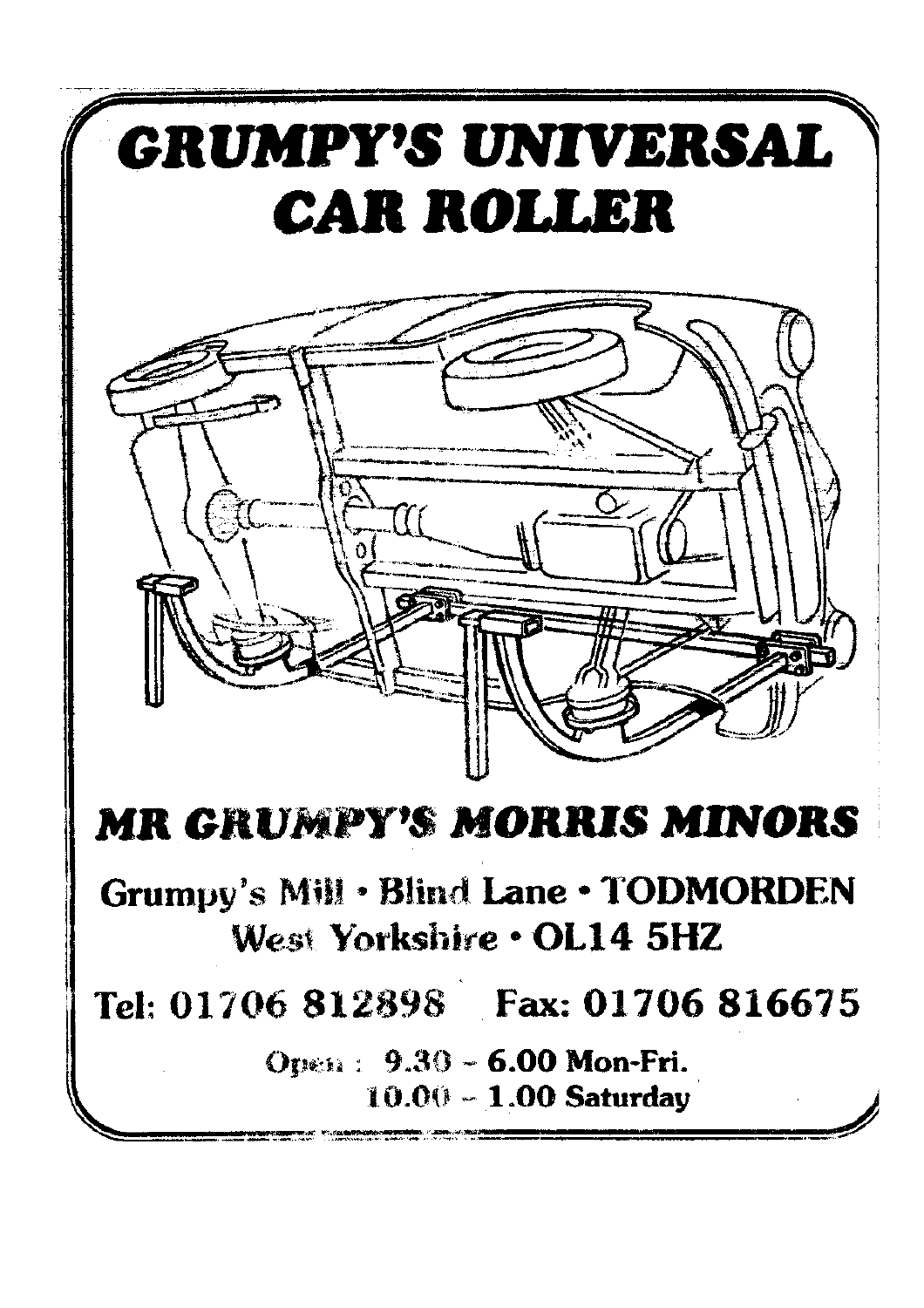# GRUMPY'S UNIVERSAL CAR ROLLER

## MR GRUMPY'S MORRIS MINORS

Grumpy's Mill • Blind Lane • TODMORDEN
West Yorkshire • OL14 5HZ

Tel: 01706 812898 Fax: 01706 816675

Open : 9.30 – 6.00 Mon-Fri.
10.00 – 1.00 Saturday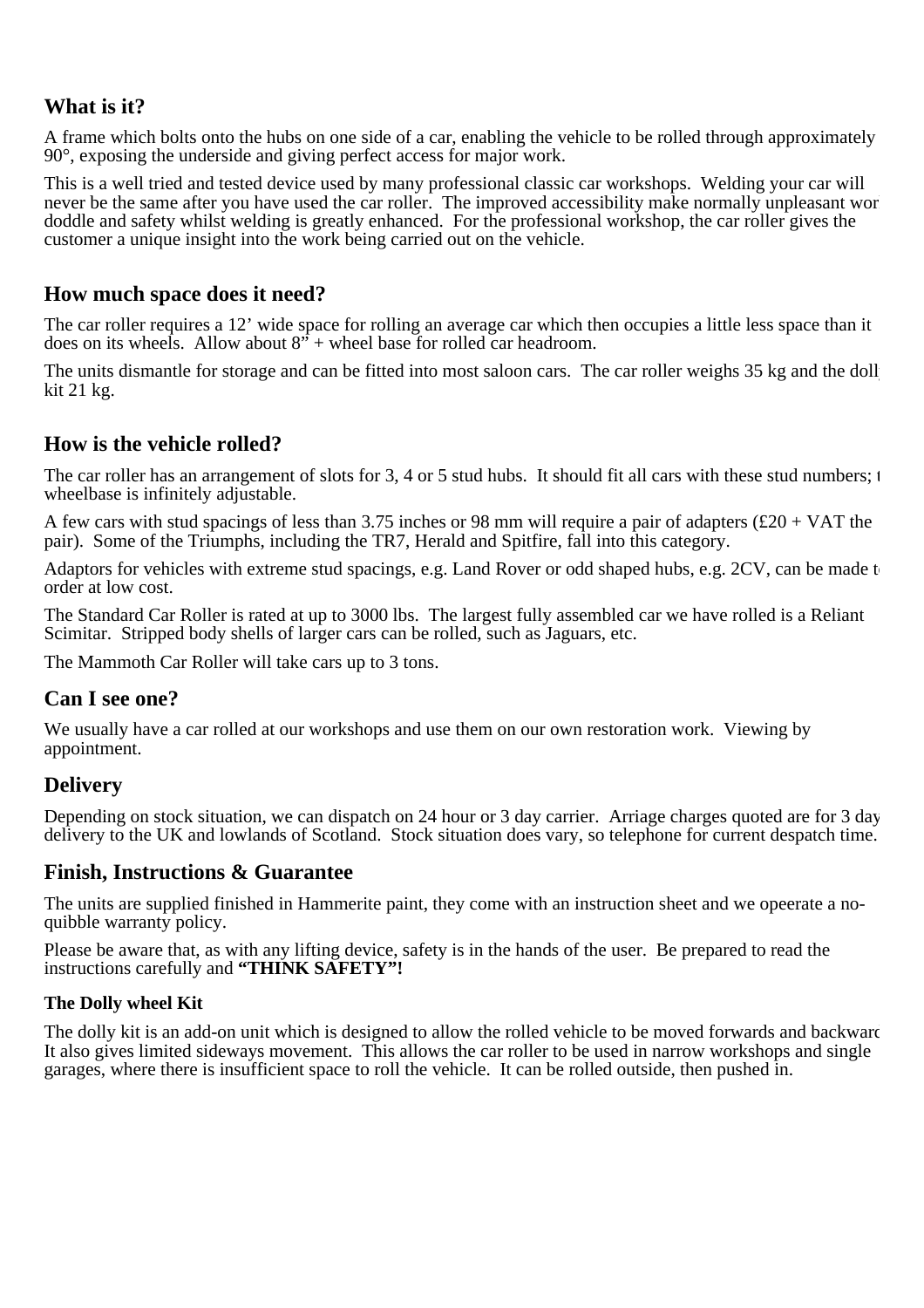## What is it?

A frame which bolts onto the hubs on one side of a car, enabling the vehicle to be rolled through approximately 90°, exposing the underside and giving perfect access for major work.

This is a well tried and tested device used by many professional classic car workshops. Welding your car will never be the same after you have used the car roller. The improved accessibility make normally unpleasant wor doddle and safety whilst welding is greatly enhanced. For the professional workshop, the car roller gives the customer a unique insight into the work being carried out on the vehicle.

## How much space does it need?

The car roller requires a 12’ wide space for rolling an average car which then occupies a little less space than it does on its wheels. Allow about 8” + wheel base for rolled car headroom.

The units dismantle for storage and can be fitted into most saloon cars. The car roller weighs 35 kg and the doll kit 21 kg.

## How is the vehicle rolled?

The car roller has an arrangement of slots for 3, 4 or 5 stud hubs. It should fit all cars with these stud numbers; t wheelbase is infinitely adjustable.

A few cars with stud spacings of less than 3.75 inches or 98 mm will require a pair of adapters (£20 + VAT the pair). Some of the Triumphs, including the TR7, Herald and Spitfire, fall into this category.

Adaptors for vehicles with extreme stud spacings, e.g. Land Rover or odd shaped hubs, e.g. 2CV, can be made t order at low cost.

The Standard Car Roller is rated at up to 3000 lbs. The largest fully assembled car we have rolled is a Reliant Scimitar. Stripped body shells of larger cars can be rolled, such as Jaguars, etc.

The Mammoth Car Roller will take cars up to 3 tons.

## Can I see one?

We usually have a car rolled at our workshops and use them on our own restoration work. Viewing by appointment.

## Delivery

Depending on stock situation, we can dispatch on 24 hour or 3 day carrier. Arriage charges quoted are for 3 day delivery to the UK and lowlands of Scotland. Stock situation does vary, so telephone for current despatch time.

## Finish, Instructions & Guarantee

The units are supplied finished in Hammerite paint, they come with an instruction sheet and we opeerate a no-quibble warranty policy.

Please be aware that, as with any lifting device, safety is in the hands of the user. Be prepared to read the instructions carefully and **“THINK SAFETY”!**

### The Dolly wheel Kit

The dolly kit is an add-on unit which is designed to allow the rolled vehicle to be moved forwards and backward It also gives limited sideways movement. This allows the car roller to be used in narrow workshops and single garages, where there is insufficient space to roll the vehicle. It can be rolled outside, then pushed in.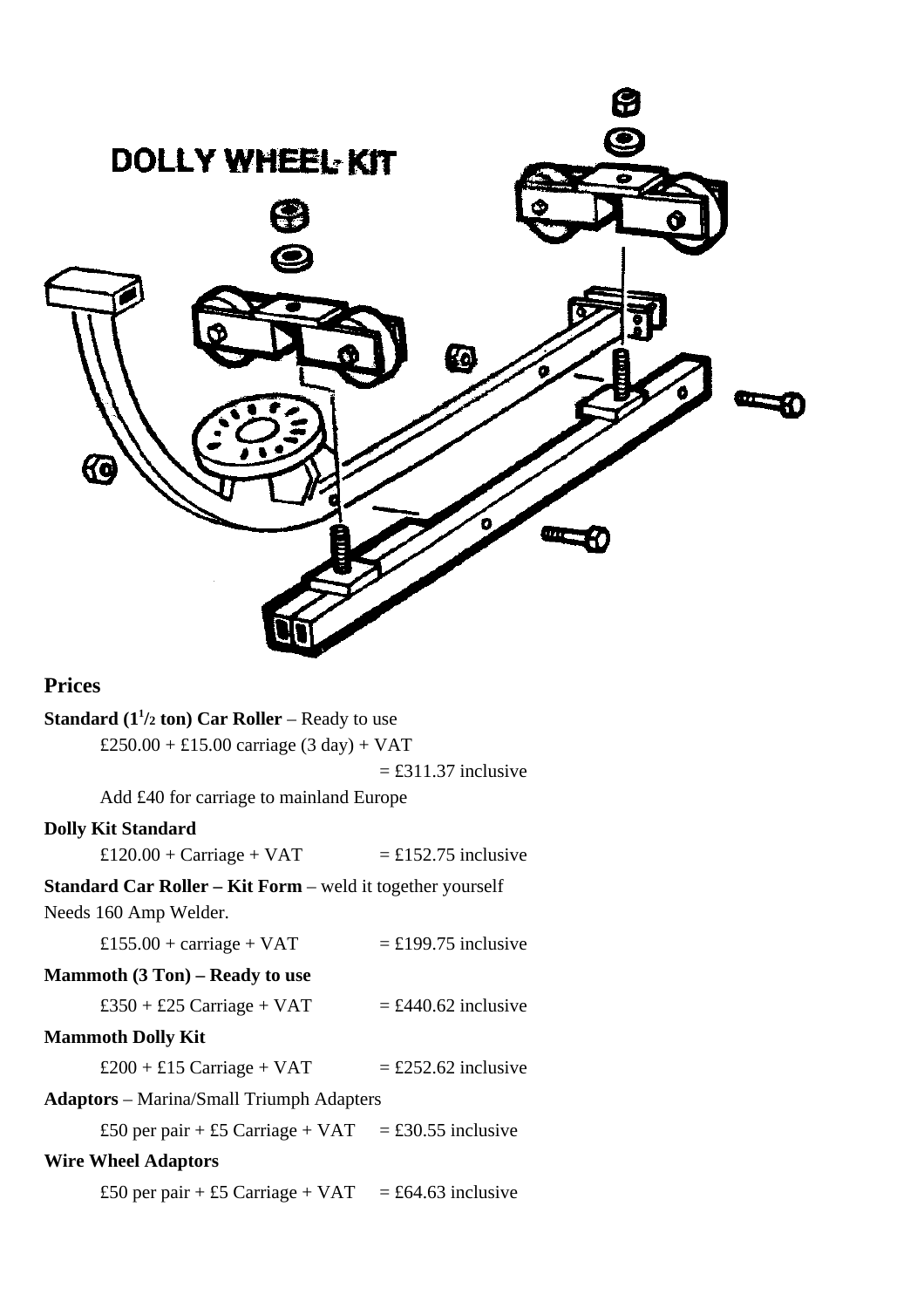## Prices

**Standard (1½ ton) Car Roller** – Ready to use

£250.00 + £15.00 carriage (3 day) + VAT

= £311.37 inclusive

Add £40 for carriage to mainland Europe

**Dolly Kit Standard**

£120.00 + Carriage + VAT = £152.75 inclusive

**Standard Car Roller – Kit Form** – weld it together yourself
Needs 160 Amp Welder.

£155.00 + carriage + VAT = £199.75 inclusive

**Mammoth (3 Ton) – Ready to use**

£350 + £25 Carriage + VAT = £440.62 inclusive

**Mammoth Dolly Kit**

£200 + £15 Carriage + VAT = £252.62 inclusive

**Adaptors** – Marina/Small Triumph Adapters

£50 per pair + £5 Carriage + VAT = £30.55 inclusive

**Wire Wheel Adaptors**

£50 per pair + £5 Carriage + VAT = £64.63 inclusive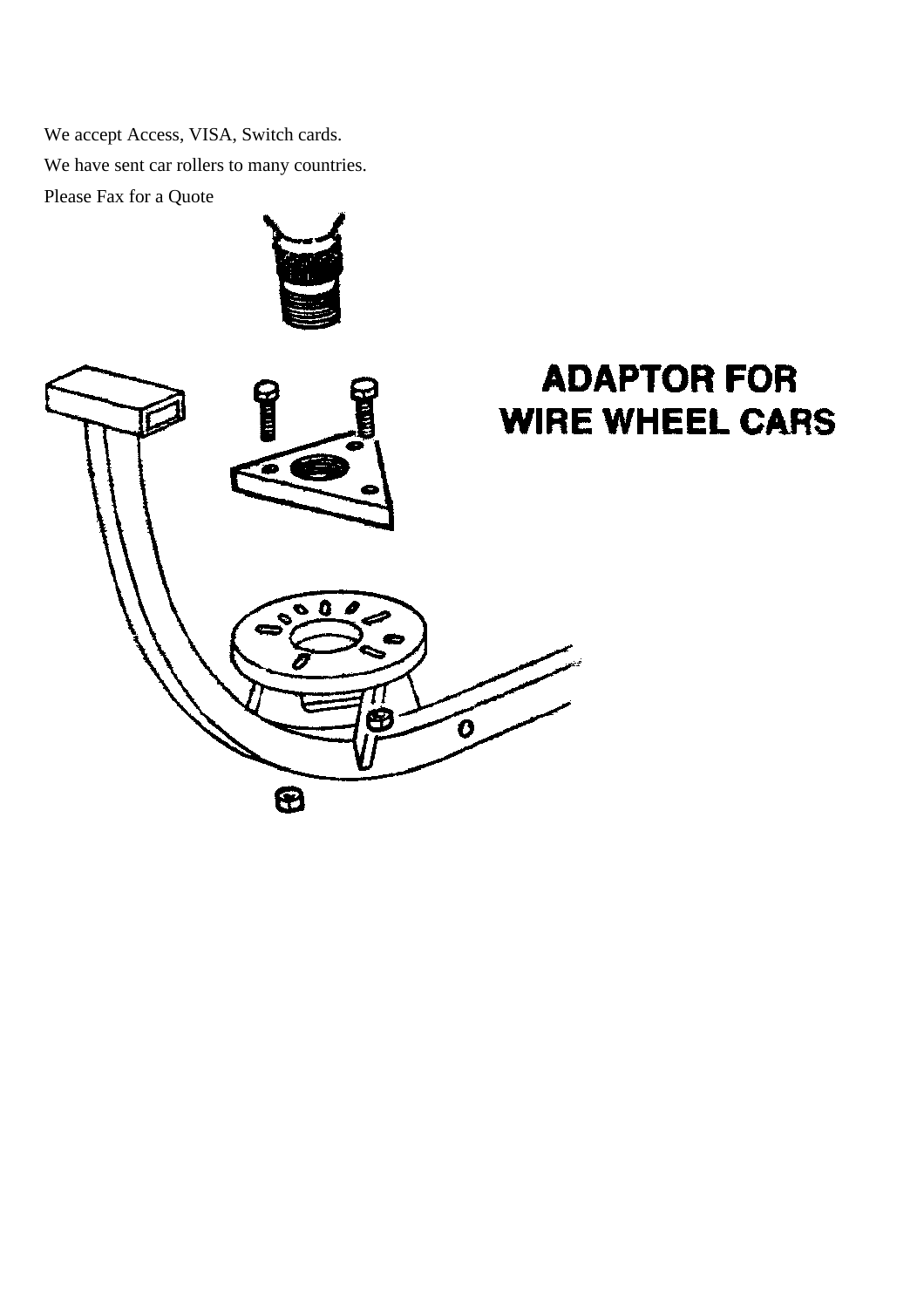We accept Access, VISA, Switch cards.

We have sent car rollers to many countries.

Please Fax for a Quote

ADAPTOR FOR WIRE WHEEL CARS